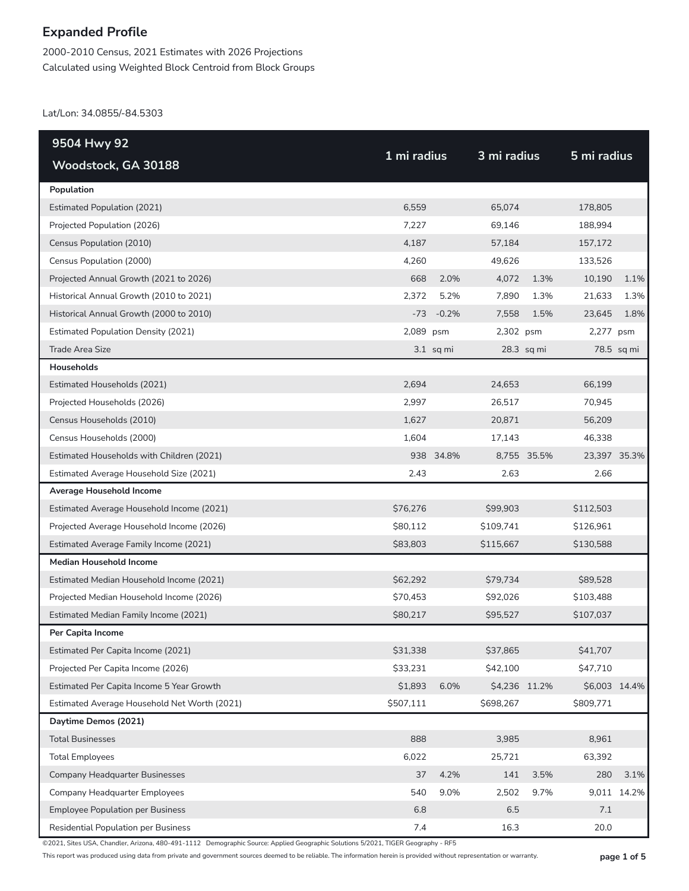# Expanded Profile

2000-2010 Census, 2021 Estimates with 2026 Projections
Calculated using Weighted Block Centroid from Block Groups

Lat/Lon: 34.0855/-84.5303

| 9504 Hwy 92 Woodstock, GA 30188 | 1 mi radius | | 3 mi radius | | 5 mi radius | |
|---|---|---|---|---|---|---|
| **Population** | | | | | | |
| Estimated Population (2021) | 6,559 | | 65,074 | | 178,805 | |
| Projected Population (2026) | 7,227 | | 69,146 | | 188,994 | |
| Census Population (2010) | 4,187 | | 57,184 | | 157,172 | |
| Census Population (2000) | 4,260 | | 49,626 | | 133,526 | |
| Projected Annual Growth (2021 to 2026) | 668 | 2.0% | 4,072 | 1.3% | 10,190 | 1.1% |
| Historical Annual Growth (2010 to 2021) | 2,372 | 5.2% | 7,890 | 1.3% | 21,633 | 1.3% |
| Historical Annual Growth (2000 to 2010) | -73 | -0.2% | 7,558 | 1.5% | 23,645 | 1.8% |
| Estimated Population Density (2021) | 2,089 | psm | 2,302 | psm | 2,277 | psm |
| Trade Area Size | 3.1 | sq mi | 28.3 | sq mi | 78.5 | sq mi |
| **Households** | | | | | | |
| Estimated Households (2021) | 2,694 | | 24,653 | | 66,199 | |
| Projected Households (2026) | 2,997 | | 26,517 | | 70,945 | |
| Census Households (2010) | 1,627 | | 20,871 | | 56,209 | |
| Census Households (2000) | 1,604 | | 17,143 | | 46,338 | |
| Estimated Households with Children (2021) | 938 | 34.8% | 8,755 | 35.5% | 23,397 | 35.3% |
| Estimated Average Household Size (2021) | 2.43 | | 2.63 | | 2.66 | |
| **Average Household Income** | | | | | | |
| Estimated Average Household Income (2021) | $76,276 | | $99,903 | | $112,503 | |
| Projected Average Household Income (2026) | $80,112 | | $109,741 | | $126,961 | |
| Estimated Average Family Income (2021) | $83,803 | | $115,667 | | $130,588 | |
| **Median Household Income** | | | | | | |
| Estimated Median Household Income (2021) | $62,292 | | $79,734 | | $89,528 | |
| Projected Median Household Income (2026) | $70,453 | | $92,026 | | $103,488 | |
| Estimated Median Family Income (2021) | $80,217 | | $95,527 | | $107,037 | |
| **Per Capita Income** | | | | | | |
| Estimated Per Capita Income (2021) | $31,338 | | $37,865 | | $41,707 | |
| Projected Per Capita Income (2026) | $33,231 | | $42,100 | | $47,710 | |
| Estimated Per Capita Income 5 Year Growth | $1,893 | 6.0% | $4,236 | 11.2% | $6,003 | 14.4% |
| Estimated Average Household Net Worth (2021) | $507,111 | | $698,267 | | $809,771 | |
| **Daytime Demos (2021)** | | | | | | |
| Total Businesses | 888 | | 3,985 | | 8,961 | |
| Total Employees | 6,022 | | 25,721 | | 63,392 | |
| Company Headquarter Businesses | 37 | 4.2% | 141 | 3.5% | 280 | 3.1% |
| Company Headquarter Employees | 540 | 9.0% | 2,502 | 9.7% | 9,011 | 14.2% |
| Employee Population per Business | 6.8 | | 6.5 | | 7.1 | |
| Residential Population per Business | 7.4 | | 16.3 | | 20.0 | |

©2021, Sites USA, Chandler, Arizona, 480-491-1112 Demographic Source: Applied Geographic Solutions 5/2021, TIGER Geography - RF5

This report was produced using data from private and government sources deemed to be reliable. The information herein is provided without representation or warranty.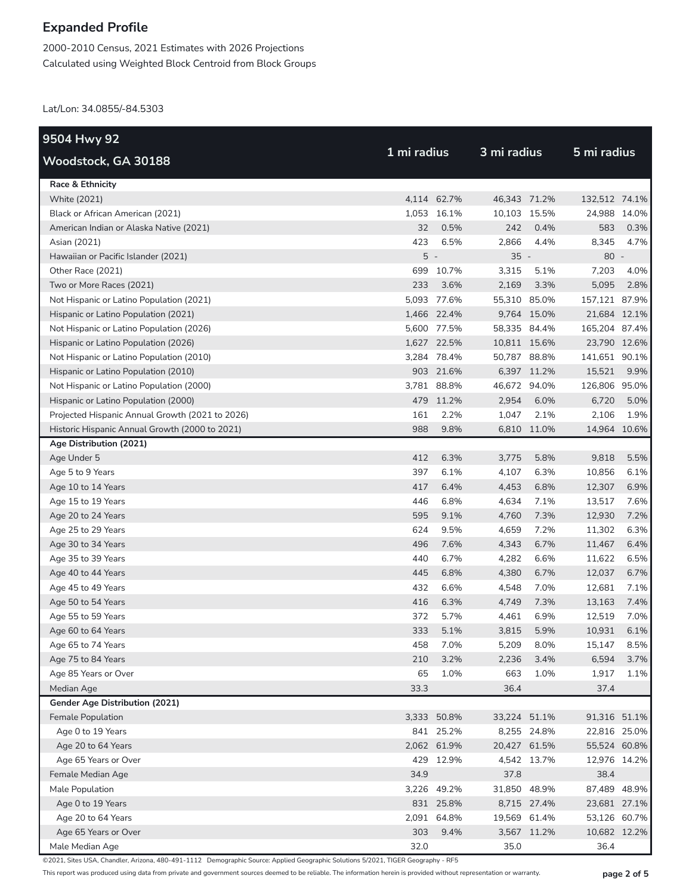## Expanded Profile

2000-2010 Census, 2021 Estimates with 2026 Projections
Calculated using Weighted Block Centroid from Block Groups

Lat/Lon: 34.0855/-84.5303

| 9504 Hwy 92 Woodstock, GA 30188 | 1 mi radius | | 3 mi radius | | 5 mi radius | |
|---|---|---|---|---|---|---|
| **Race & Ethnicity** | | | | | | |
| White (2021) | 4,114 | 62.7% | 46,343 | 71.2% | 132,512 | 74.1% |
| Black or African American (2021) | 1,053 | 16.1% | 10,103 | 15.5% | 24,988 | 14.0% |
| American Indian or Alaska Native (2021) | 32 | 0.5% | 242 | 0.4% | 583 | 0.3% |
| Asian (2021) | 423 | 6.5% | 2,866 | 4.4% | 8,345 | 4.7% |
| Hawaiian or Pacific Islander (2021) | 5 | - | 35 | - | 80 | - |
| Other Race (2021) | 699 | 10.7% | 3,315 | 5.1% | 7,203 | 4.0% |
| Two or More Races (2021) | 233 | 3.6% | 2,169 | 3.3% | 5,095 | 2.8% |
| Not Hispanic or Latino Population (2021) | 5,093 | 77.6% | 55,310 | 85.0% | 157,121 | 87.9% |
| Hispanic or Latino Population (2021) | 1,466 | 22.4% | 9,764 | 15.0% | 21,684 | 12.1% |
| Not Hispanic or Latino Population (2026) | 5,600 | 77.5% | 58,335 | 84.4% | 165,204 | 87.4% |
| Hispanic or Latino Population (2026) | 1,627 | 22.5% | 10,811 | 15.6% | 23,790 | 12.6% |
| Not Hispanic or Latino Population (2010) | 3,284 | 78.4% | 50,787 | 88.8% | 141,651 | 90.1% |
| Hispanic or Latino Population (2010) | 903 | 21.6% | 6,397 | 11.2% | 15,521 | 9.9% |
| Not Hispanic or Latino Population (2000) | 3,781 | 88.8% | 46,672 | 94.0% | 126,806 | 95.0% |
| Hispanic or Latino Population (2000) | 479 | 11.2% | 2,954 | 6.0% | 6,720 | 5.0% |
| Projected Hispanic Annual Growth (2021 to 2026) | 161 | 2.2% | 1,047 | 2.1% | 2,106 | 1.9% |
| Historic Hispanic Annual Growth (2000 to 2021) | 988 | 9.8% | 6,810 | 11.0% | 14,964 | 10.6% |
| **Age Distribution (2021)** | | | | | | |
| Age Under 5 | 412 | 6.3% | 3,775 | 5.8% | 9,818 | 5.5% |
| Age 5 to 9 Years | 397 | 6.1% | 4,107 | 6.3% | 10,856 | 6.1% |
| Age 10 to 14 Years | 417 | 6.4% | 4,453 | 6.8% | 12,307 | 6.9% |
| Age 15 to 19 Years | 446 | 6.8% | 4,634 | 7.1% | 13,517 | 7.6% |
| Age 20 to 24 Years | 595 | 9.1% | 4,760 | 7.3% | 12,930 | 7.2% |
| Age 25 to 29 Years | 624 | 9.5% | 4,659 | 7.2% | 11,302 | 6.3% |
| Age 30 to 34 Years | 496 | 7.6% | 4,343 | 6.7% | 11,467 | 6.4% |
| Age 35 to 39 Years | 440 | 6.7% | 4,282 | 6.6% | 11,622 | 6.5% |
| Age 40 to 44 Years | 445 | 6.8% | 4,380 | 6.7% | 12,037 | 6.7% |
| Age 45 to 49 Years | 432 | 6.6% | 4,548 | 7.0% | 12,681 | 7.1% |
| Age 50 to 54 Years | 416 | 6.3% | 4,749 | 7.3% | 13,163 | 7.4% |
| Age 55 to 59 Years | 372 | 5.7% | 4,461 | 6.9% | 12,519 | 7.0% |
| Age 60 to 64 Years | 333 | 5.1% | 3,815 | 5.9% | 10,931 | 6.1% |
| Age 65 to 74 Years | 458 | 7.0% | 5,209 | 8.0% | 15,147 | 8.5% |
| Age 75 to 84 Years | 210 | 3.2% | 2,236 | 3.4% | 6,594 | 3.7% |
| Age 85 Years or Over | 65 | 1.0% | 663 | 1.0% | 1,917 | 1.1% |
| Median Age | 33.3 | | 36.4 | | 37.4 | |
| **Gender Age Distribution (2021)** | | | | | | |
| Female Population | 3,333 | 50.8% | 33,224 | 51.1% | 91,316 | 51.1% |
| Age 0 to 19 Years | 841 | 25.2% | 8,255 | 24.8% | 22,816 | 25.0% |
| Age 20 to 64 Years | 2,062 | 61.9% | 20,427 | 61.5% | 55,524 | 60.8% |
| Age 65 Years or Over | 429 | 12.9% | 4,542 | 13.7% | 12,976 | 14.2% |
| Female Median Age | 34.9 | | 37.8 | | 38.4 | |
| Male Population | 3,226 | 49.2% | 31,850 | 48.9% | 87,489 | 48.9% |
| Age 0 to 19 Years | 831 | 25.8% | 8,715 | 27.4% | 23,681 | 27.1% |
| Age 20 to 64 Years | 2,091 | 64.8% | 19,569 | 61.4% | 53,126 | 60.7% |
| Age 65 Years or Over | 303 | 9.4% | 3,567 | 11.2% | 10,682 | 12.2% |
| Male Median Age | 32.0 | | 35.0 | | 36.4 | |

©2021, Sites USA, Chandler, Arizona, 480-491-1112 Demographic Source: Applied Geographic Solutions 5/2021, TIGER Geography - RF5

This report was produced using data from private and government sources deemed to be reliable. The information herein is provided without representation or warranty.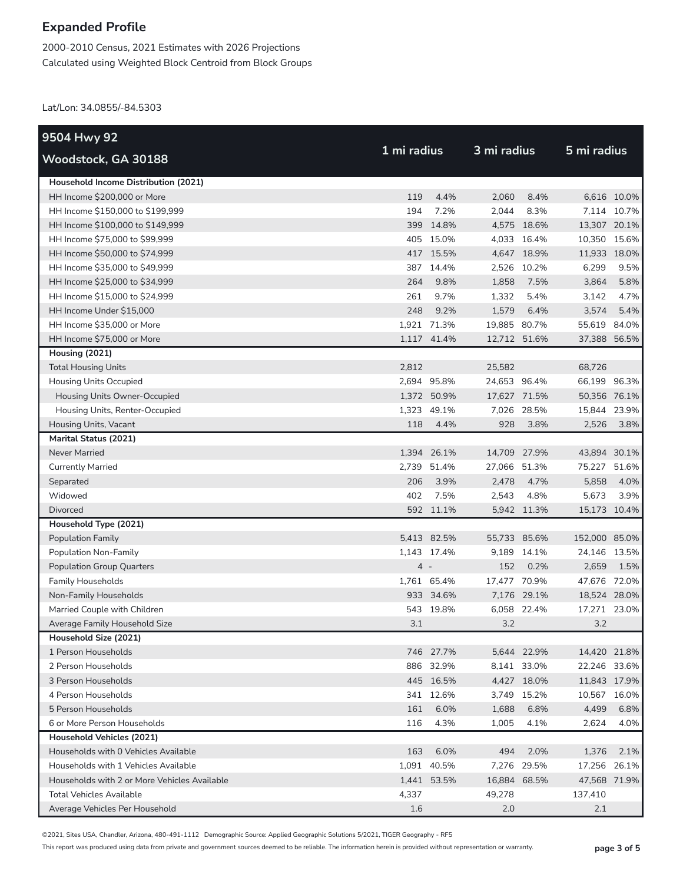# Expanded Profile

2000-2010 Census, 2021 Estimates with 2026 Projections
Calculated using Weighted Block Centroid from Block Groups

Lat/Lon: 34.0855/-84.5303

| 9504 Hwy 92<br>Woodstock, GA 30188 | 1 mi radius | | 3 mi radius | | 5 mi radius | |
|---|---|---|---|---|---|---|
| **Household Income Distribution (2021)** | | | | | | |
| HH Income $200,000 or More | 119 | 4.4% | 2,060 | 8.4% | 6,616 | 10.0% |
| HH Income $150,000 to $199,999 | 194 | 7.2% | 2,044 | 8.3% | 7,114 | 10.7% |
| HH Income $100,000 to $149,999 | 399 | 14.8% | 4,575 | 18.6% | 13,307 | 20.1% |
| HH Income $75,000 to $99,999 | 405 | 15.0% | 4,033 | 16.4% | 10,350 | 15.6% |
| HH Income $50,000 to $74,999 | 417 | 15.5% | 4,647 | 18.9% | 11,933 | 18.0% |
| HH Income $35,000 to $49,999 | 387 | 14.4% | 2,526 | 10.2% | 6,299 | 9.5% |
| HH Income $25,000 to $34,999 | 264 | 9.8% | 1,858 | 7.5% | 3,864 | 5.8% |
| HH Income $15,000 to $24,999 | 261 | 9.7% | 1,332 | 5.4% | 3,142 | 4.7% |
| HH Income Under $15,000 | 248 | 9.2% | 1,579 | 6.4% | 3,574 | 5.4% |
| HH Income $35,000 or More | 1,921 | 71.3% | 19,885 | 80.7% | 55,619 | 84.0% |
| HH Income $75,000 or More | 1,117 | 41.4% | 12,712 | 51.6% | 37,388 | 56.5% |
| **Housing (2021)** | | | | | | |
| Total Housing Units | 2,812 | | 25,582 | | 68,726 | |
| Housing Units Occupied | 2,694 | 95.8% | 24,653 | 96.4% | 66,199 | 96.3% |
| Housing Units Owner-Occupied | 1,372 | 50.9% | 17,627 | 71.5% | 50,356 | 76.1% |
| Housing Units, Renter-Occupied | 1,323 | 49.1% | 7,026 | 28.5% | 15,844 | 23.9% |
| Housing Units, Vacant | 118 | 4.4% | 928 | 3.8% | 2,526 | 3.8% |
| **Marital Status (2021)** | | | | | | |
| Never Married | 1,394 | 26.1% | 14,709 | 27.9% | 43,894 | 30.1% |
| Currently Married | 2,739 | 51.4% | 27,066 | 51.3% | 75,227 | 51.6% |
| Separated | 206 | 3.9% | 2,478 | 4.7% | 5,858 | 4.0% |
| Widowed | 402 | 7.5% | 2,543 | 4.8% | 5,673 | 3.9% |
| Divorced | 592 | 11.1% | 5,942 | 11.3% | 15,173 | 10.4% |
| **Household Type (2021)** | | | | | | |
| Population Family | 5,413 | 82.5% | 55,733 | 85.6% | 152,000 | 85.0% |
| Population Non-Family | 1,143 | 17.4% | 9,189 | 14.1% | 24,146 | 13.5% |
| Population Group Quarters | 4 | - | 152 | 0.2% | 2,659 | 1.5% |
| Family Households | 1,761 | 65.4% | 17,477 | 70.9% | 47,676 | 72.0% |
| Non-Family Households | 933 | 34.6% | 7,176 | 29.1% | 18,524 | 28.0% |
| Married Couple with Children | 543 | 19.8% | 6,058 | 22.4% | 17,271 | 23.0% |
| Average Family Household Size | 3.1 | | 3.2 | | 3.2 | |
| **Household Size (2021)** | | | | | | |
| 1 Person Households | 746 | 27.7% | 5,644 | 22.9% | 14,420 | 21.8% |
| 2 Person Households | 886 | 32.9% | 8,141 | 33.0% | 22,246 | 33.6% |
| 3 Person Households | 445 | 16.5% | 4,427 | 18.0% | 11,843 | 17.9% |
| 4 Person Households | 341 | 12.6% | 3,749 | 15.2% | 10,567 | 16.0% |
| 5 Person Households | 161 | 6.0% | 1,688 | 6.8% | 4,499 | 6.8% |
| 6 or More Person Households | 116 | 4.3% | 1,005 | 4.1% | 2,624 | 4.0% |
| **Household Vehicles (2021)** | | | | | | |
| Households with 0 Vehicles Available | 163 | 6.0% | 494 | 2.0% | 1,376 | 2.1% |
| Households with 1 Vehicles Available | 1,091 | 40.5% | 7,276 | 29.5% | 17,256 | 26.1% |
| Households with 2 or More Vehicles Available | 1,441 | 53.5% | 16,884 | 68.5% | 47,568 | 71.9% |
| Total Vehicles Available | 4,337 | | 49,278 | | 137,410 | |
| Average Vehicles Per Household | 1.6 | | 2.0 | | 2.1 | |

©2021, Sites USA, Chandler, Arizona, 480-491-1112 Demographic Source: Applied Geographic Solutions 5/2021, TIGER Geography - RF5

This report was produced using data from private and government sources deemed to be reliable. The information herein is provided without representation or warranty.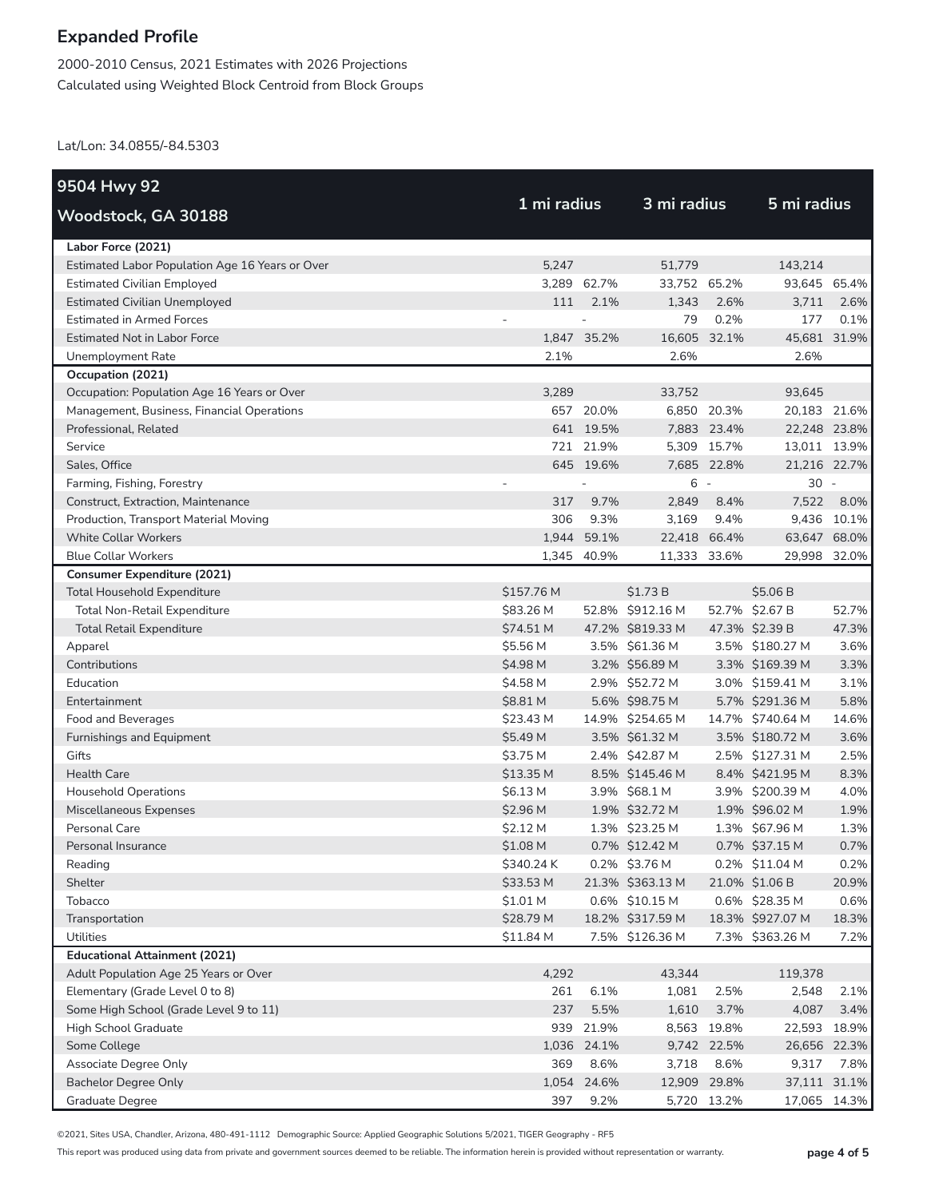# Expanded Profile

2000-2010 Census, 2021 Estimates with 2026 Projections
Calculated using Weighted Block Centroid from Block Groups

Lat/Lon: 34.0855/-84.5303

| 9504 Hwy 92 Woodstock, GA 30188 | 1 mi radius | | 3 mi radius | | 5 mi radius | |
|---|---|---|---|---|---|---|
| **Labor Force (2021)** | | | | | | |
| Estimated Labor Population Age 16 Years or Over | 5,247 | | 51,779 | | 143,214 | |
| Estimated Civilian Employed | 3,289 | 62.7% | 33,752 | 65.2% | 93,645 | 65.4% |
| Estimated Civilian Unemployed | 111 | 2.1% | 1,343 | 2.6% | 3,711 | 2.6% |
| Estimated in Armed Forces | - | - | 79 | 0.2% | 177 | 0.1% |
| Estimated Not in Labor Force | 1,847 | 35.2% | 16,605 | 32.1% | 45,681 | 31.9% |
| Unemployment Rate | 2.1% | | 2.6% | | 2.6% | |
| **Occupation (2021)** | | | | | | |
| Occupation: Population Age 16 Years or Over | 3,289 | | 33,752 | | 93,645 | |
| Management, Business, Financial Operations | 657 | 20.0% | 6,850 | 20.3% | 20,183 | 21.6% |
| Professional, Related | 641 | 19.5% | 7,883 | 23.4% | 22,248 | 23.8% |
| Service | 721 | 21.9% | 5,309 | 15.7% | 13,011 | 13.9% |
| Sales, Office | 645 | 19.6% | 7,685 | 22.8% | 21,216 | 22.7% |
| Farming, Fishing, Forestry | - | - | 6 | - | 30 | - |
| Construct, Extraction, Maintenance | 317 | 9.7% | 2,849 | 8.4% | 7,522 | 8.0% |
| Production, Transport Material Moving | 306 | 9.3% | 3,169 | 9.4% | 9,436 | 10.1% |
| White Collar Workers | 1,944 | 59.1% | 22,418 | 66.4% | 63,647 | 68.0% |
| Blue Collar Workers | 1,345 | 40.9% | 11,333 | 33.6% | 29,998 | 32.0% |
| **Consumer Expenditure (2021)** | | | | | | |
| Total Household Expenditure | $157.76 M | | $1.73 B | | $5.06 B | |
| Total Non-Retail Expenditure | $83.26 M | 52.8% | $912.16 M | 52.7% | $2.67 B | 52.7% |
| Total Retail Expenditure | $74.51 M | 47.2% | $819.33 M | 47.3% | $2.39 B | 47.3% |
| Apparel | $5.56 M | 3.5% | $61.36 M | 3.5% | $180.27 M | 3.6% |
| Contributions | $4.98 M | 3.2% | $56.89 M | 3.3% | $169.39 M | 3.3% |
| Education | $4.58 M | 2.9% | $52.72 M | 3.0% | $159.41 M | 3.1% |
| Entertainment | $8.81 M | 5.6% | $98.75 M | 5.7% | $291.36 M | 5.8% |
| Food and Beverages | $23.43 M | 14.9% | $254.65 M | 14.7% | $740.64 M | 14.6% |
| Furnishings and Equipment | $5.49 M | 3.5% | $61.32 M | 3.5% | $180.72 M | 3.6% |
| Gifts | $3.75 M | 2.4% | $42.87 M | 2.5% | $127.31 M | 2.5% |
| Health Care | $13.35 M | 8.5% | $145.46 M | 8.4% | $421.95 M | 8.3% |
| Household Operations | $6.13 M | 3.9% | $68.1 M | 3.9% | $200.39 M | 4.0% |
| Miscellaneous Expenses | $2.96 M | 1.9% | $32.72 M | 1.9% | $96.02 M | 1.9% |
| Personal Care | $2.12 M | 1.3% | $23.25 M | 1.3% | $67.96 M | 1.3% |
| Personal Insurance | $1.08 M | 0.7% | $12.42 M | 0.7% | $37.15 M | 0.7% |
| Reading | $340.24 K | 0.2% | $3.76 M | 0.2% | $11.04 M | 0.2% |
| Shelter | $33.53 M | 21.3% | $363.13 M | 21.0% | $1.06 B | 20.9% |
| Tobacco | $1.01 M | 0.6% | $10.15 M | 0.6% | $28.35 M | 0.6% |
| Transportation | $28.79 M | 18.2% | $317.59 M | 18.3% | $927.07 M | 18.3% |
| Utilities | $11.84 M | 7.5% | $126.36 M | 7.3% | $363.26 M | 7.2% |
| **Educational Attainment (2021)** | | | | | | |
| Adult Population Age 25 Years or Over | 4,292 | | 43,344 | | 119,378 | |
| Elementary (Grade Level 0 to 8) | 261 | 6.1% | 1,081 | 2.5% | 2,548 | 2.1% |
| Some High School (Grade Level 9 to 11) | 237 | 5.5% | 1,610 | 3.7% | 4,087 | 3.4% |
| High School Graduate | 939 | 21.9% | 8,563 | 19.8% | 22,593 | 18.9% |
| Some College | 1,036 | 24.1% | 9,742 | 22.5% | 26,656 | 22.3% |
| Associate Degree Only | 369 | 8.6% | 3,718 | 8.6% | 9,317 | 7.8% |
| Bachelor Degree Only | 1,054 | 24.6% | 12,909 | 29.8% | 37,111 | 31.1% |
| Graduate Degree | 397 | 9.2% | 5,720 | 13.2% | 17,065 | 14.3% |

©2021, Sites USA, Chandler, Arizona, 480-491-1112 Demographic Source: Applied Geographic Solutions 5/2021, TIGER Geography - RF5

This report was produced using data from private and government sources deemed to be reliable. The information herein is provided without representation or warranty.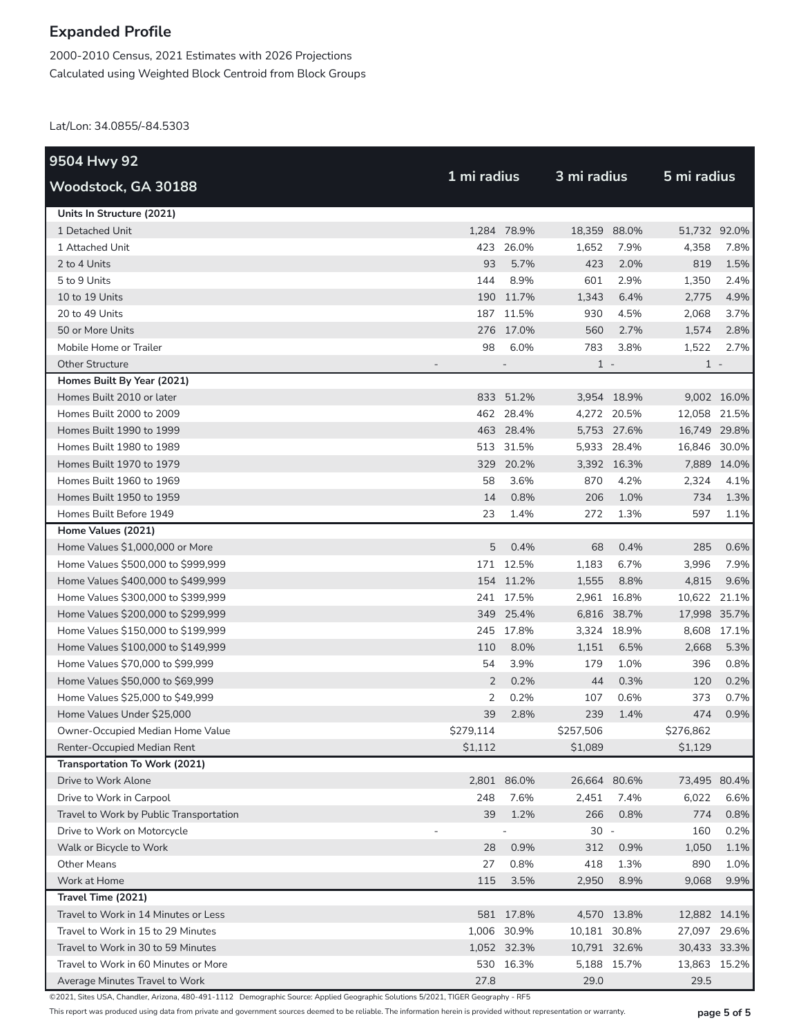# Expanded Profile

2000-2010 Census, 2021 Estimates with 2026 Projections
Calculated using Weighted Block Centroid from Block Groups

Lat/Lon: 34.0855/-84.5303

| 9504 Hwy 92 Woodstock, GA 30188 | 1 mi radius | | 3 mi radius | | 5 mi radius | |
|---|---|---|---|---|---|---|
| **Units In Structure (2021)** | | | | | | |
| 1 Detached Unit | 1,284 | 78.9% | 18,359 | 88.0% | 51,732 | 92.0% |
| 1 Attached Unit | 423 | 26.0% | 1,652 | 7.9% | 4,358 | 7.8% |
| 2 to 4 Units | 93 | 5.7% | 423 | 2.0% | 819 | 1.5% |
| 5 to 9 Units | 144 | 8.9% | 601 | 2.9% | 1,350 | 2.4% |
| 10 to 19 Units | 190 | 11.7% | 1,343 | 6.4% | 2,775 | 4.9% |
| 20 to 49 Units | 187 | 11.5% | 930 | 4.5% | 2,068 | 3.7% |
| 50 or More Units | 276 | 17.0% | 560 | 2.7% | 1,574 | 2.8% |
| Mobile Home or Trailer | 98 | 6.0% | 783 | 3.8% | 1,522 | 2.7% |
| Other Structure | - | - | 1 | - | 1 | - |
| **Homes Built By Year (2021)** | | | | | | |
| Homes Built 2010 or later | 833 | 51.2% | 3,954 | 18.9% | 9,002 | 16.0% |
| Homes Built 2000 to 2009 | 462 | 28.4% | 4,272 | 20.5% | 12,058 | 21.5% |
| Homes Built 1990 to 1999 | 463 | 28.4% | 5,753 | 27.6% | 16,749 | 29.8% |
| Homes Built 1980 to 1989 | 513 | 31.5% | 5,933 | 28.4% | 16,846 | 30.0% |
| Homes Built 1970 to 1979 | 329 | 20.2% | 3,392 | 16.3% | 7,889 | 14.0% |
| Homes Built 1960 to 1969 | 58 | 3.6% | 870 | 4.2% | 2,324 | 4.1% |
| Homes Built 1950 to 1959 | 14 | 0.8% | 206 | 1.0% | 734 | 1.3% |
| Homes Built Before 1949 | 23 | 1.4% | 272 | 1.3% | 597 | 1.1% |
| **Home Values (2021)** | | | | | | |
| Home Values $1,000,000 or More | 5 | 0.4% | 68 | 0.4% | 285 | 0.6% |
| Home Values $500,000 to $999,999 | 171 | 12.5% | 1,183 | 6.7% | 3,996 | 7.9% |
| Home Values $400,000 to $499,999 | 154 | 11.2% | 1,555 | 8.8% | 4,815 | 9.6% |
| Home Values $300,000 to $399,999 | 241 | 17.5% | 2,961 | 16.8% | 10,622 | 21.1% |
| Home Values $200,000 to $299,999 | 349 | 25.4% | 6,816 | 38.7% | 17,998 | 35.7% |
| Home Values $150,000 to $199,999 | 245 | 17.8% | 3,324 | 18.9% | 8,608 | 17.1% |
| Home Values $100,000 to $149,999 | 110 | 8.0% | 1,151 | 6.5% | 2,668 | 5.3% |
| Home Values $70,000 to $99,999 | 54 | 3.9% | 179 | 1.0% | 396 | 0.8% |
| Home Values $50,000 to $69,999 | 2 | 0.2% | 44 | 0.3% | 120 | 0.2% |
| Home Values $25,000 to $49,999 | 2 | 0.2% | 107 | 0.6% | 373 | 0.7% |
| Home Values Under $25,000 | 39 | 2.8% | 239 | 1.4% | 474 | 0.9% |
| Owner-Occupied Median Home Value | $279,114 | | $257,506 | | $276,862 | |
| Renter-Occupied Median Rent | $1,112 | | $1,089 | | $1,129 | |
| **Transportation To Work (2021)** | | | | | | |
| Drive to Work Alone | 2,801 | 86.0% | 26,664 | 80.6% | 73,495 | 80.4% |
| Drive to Work in Carpool | 248 | 7.6% | 2,451 | 7.4% | 6,022 | 6.6% |
| Travel to Work by Public Transportation | 39 | 1.2% | 266 | 0.8% | 774 | 0.8% |
| Drive to Work on Motorcycle | - | - | 30 | - | 160 | 0.2% |
| Walk or Bicycle to Work | 28 | 0.9% | 312 | 0.9% | 1,050 | 1.1% |
| Other Means | 27 | 0.8% | 418 | 1.3% | 890 | 1.0% |
| Work at Home | 115 | 3.5% | 2,950 | 8.9% | 9,068 | 9.9% |
| **Travel Time (2021)** | | | | | | |
| Travel to Work in 14 Minutes or Less | 581 | 17.8% | 4,570 | 13.8% | 12,882 | 14.1% |
| Travel to Work in 15 to 29 Minutes | 1,006 | 30.9% | 10,181 | 30.8% | 27,097 | 29.6% |
| Travel to Work in 30 to 59 Minutes | 1,052 | 32.3% | 10,791 | 32.6% | 30,433 | 33.3% |
| Travel to Work in 60 Minutes or More | 530 | 16.3% | 5,188 | 15.7% | 13,863 | 15.2% |
| Average Minutes Travel to Work | 27.8 | | 29.0 | | 29.5 | |

©2021, Sites USA, Chandler, Arizona, 480-491-1112 Demographic Source: Applied Geographic Solutions 5/2021, TIGER Geography - RF5

This report was produced using data from private and government sources deemed to be reliable. The information herein is provided without representation or warranty.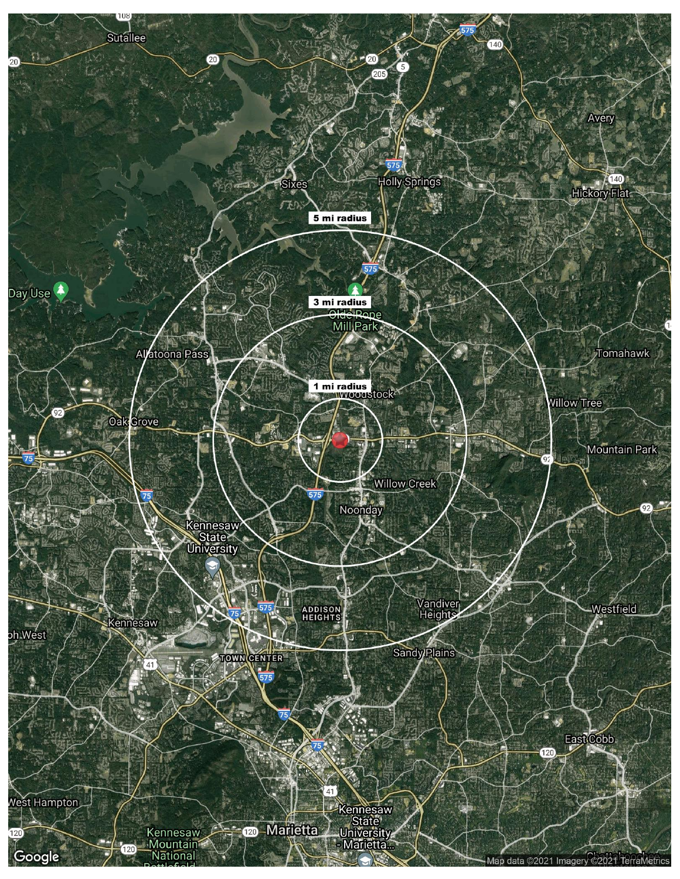5 mi radius

3 mi radius

1 mi radius

Sutallee

Sixes

Holly Springs

Avery

Hickory Flat

Day Use

Olde Rope Mill Park

Allatoona Pass

Tomahawk

Woodstock

Willow Tree

Oak Grove

Mountain Park

Willow Creek

Noonday

Kennesaw State University

Addison Heights

Vandiver Heights

Westfield

Kennesaw

Sandy Plains

Town Center

East Cobb

West Hampton

Marietta

Kennesaw State University - Marietta...

Kennesaw Mountain National Battlefield...

Google

Map data ©2021 Imagery ©2021 TerraMetrics